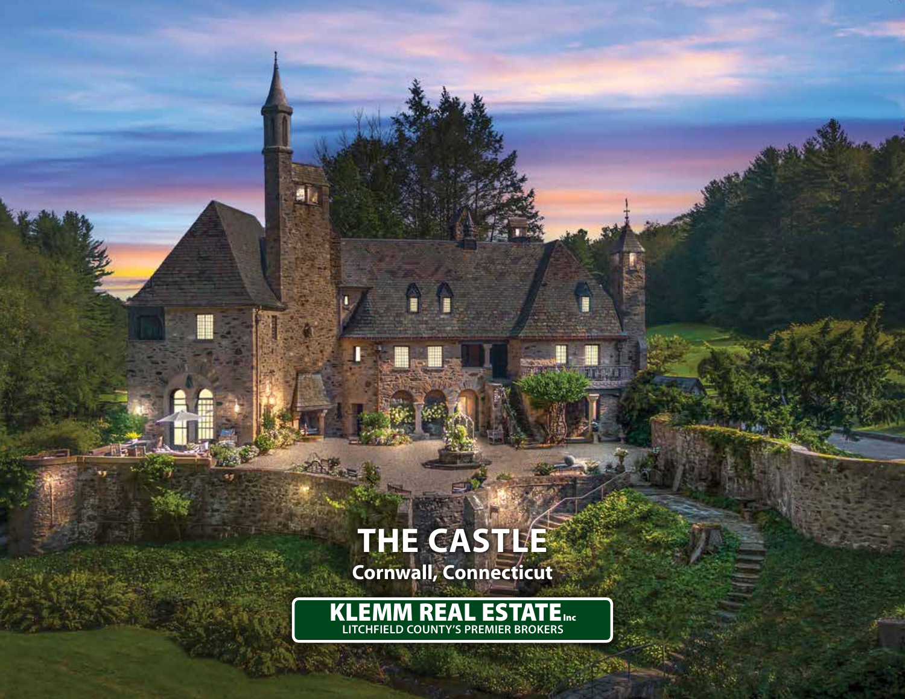# THE CASTLE

## Cornwall, Connecticut

**KLEMM REAL ESTATE Inc**

LITCHFIELD COUNTY'S PREMIER BROKERS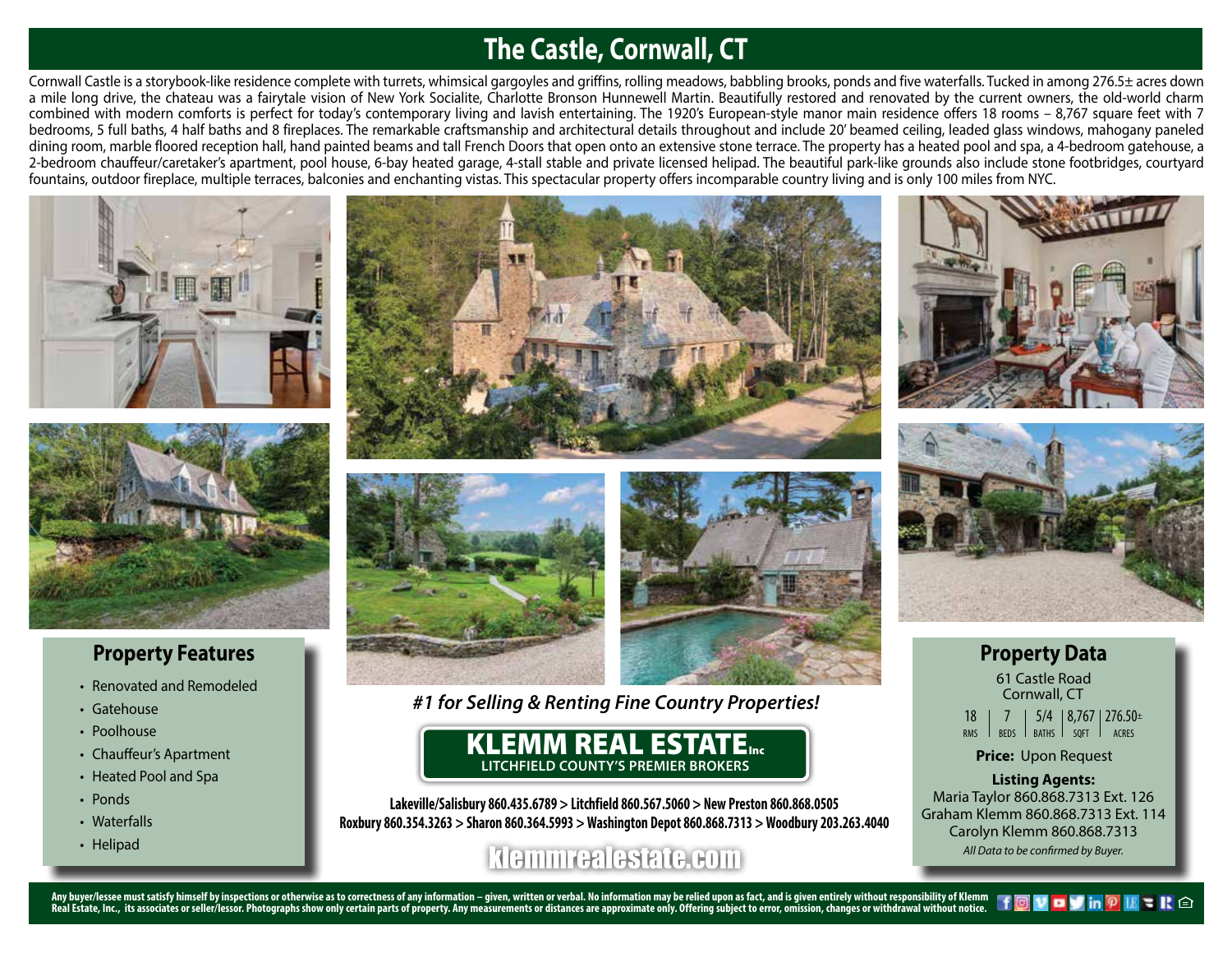# The Castle, Cornwall, CT

Cornwall Castle is a storybook-like residence complete with turrets, whimsical gargoyles and griffins, rolling meadows, babbling brooks, ponds and five waterfalls. Tucked in among 276.5± acres down a mile long drive, the chateau was a fairytale vision of New York Socialite, Charlotte Bronson Hunnewell Martin. Beautifully restored and renovated by the current owners, the old-world charm combined with modern comforts is perfect for today's contemporary living and lavish entertaining. The 1920's European-style manor main residence offers 18 rooms – 8,767 square feet with 7 bedrooms, 5 full baths, 4 half baths and 8 fireplaces. The remarkable craftsmanship and architectural details throughout and include 20' beamed ceiling, leaded glass windows, mahogany paneled dining room, marble floored reception hall, hand painted beams and tall French Doors that open onto an extensive stone terrace. The property has a heated pool and spa, a 4-bedroom gatehouse, a 2-bedroom chauffeur/caretaker's apartment, pool house, 6-bay heated garage, 4-stall stable and private licensed helipad. The beautiful park-like grounds also include stone footbridges, courtyard fountains, outdoor fireplace, multiple terraces, balconies and enchanting vistas. This spectacular property offers incomparable country living and is only 100 miles from NYC.

## Property Features

- Renovated and Remodeled
- Gatehouse
- Poolhouse
- Chauffeur's Apartment
- Heated Pool and Spa
- Ponds
- Waterfalls
- Helipad

*#1 for Selling & Renting Fine Country Properties!*

**KLEMM REAL ESTATE Inc**
**LITCHFIELD COUNTY'S PREMIER BROKERS**

**Lakeville/Salisbury 860.435.6789 > Litchfield 860.567.5060 > New Preston 860.868.0505**
**Roxbury 860.354.3263 > Sharon 860.364.5993 > Washington Depot 860.868.7313 > Woodbury 203.263.4040**

klemmrealestate.com

## Property Data

61 Castle Road
Cornwall, CT

| RMS | BEDS | BATHS | SQFT | ACRES |
|---|---|---|---|---|
| 18 | 7 | 5/4 | 8,767 | 276.50± |

**Price:** Upon Request

**Listing Agents:**
Maria Taylor 860.868.7313 Ext. 126
Graham Klemm 860.868.7313 Ext. 114
Carolyn Klemm 860.868.7313

*All Data to be confirmed by Buyer.*

Any buyer/lessee must satisfy himself by inspections or otherwise as to correctness of any information – given, written or verbal. No information may be relied upon as fact, and is given entirely without responsibility of Klemm Real Estate, Inc., its associates or seller/lessor. Photographs show only certain parts of property. Any measurements or distances are approximate only. Offering subject to error, omission, changes or withdrawal without notice.